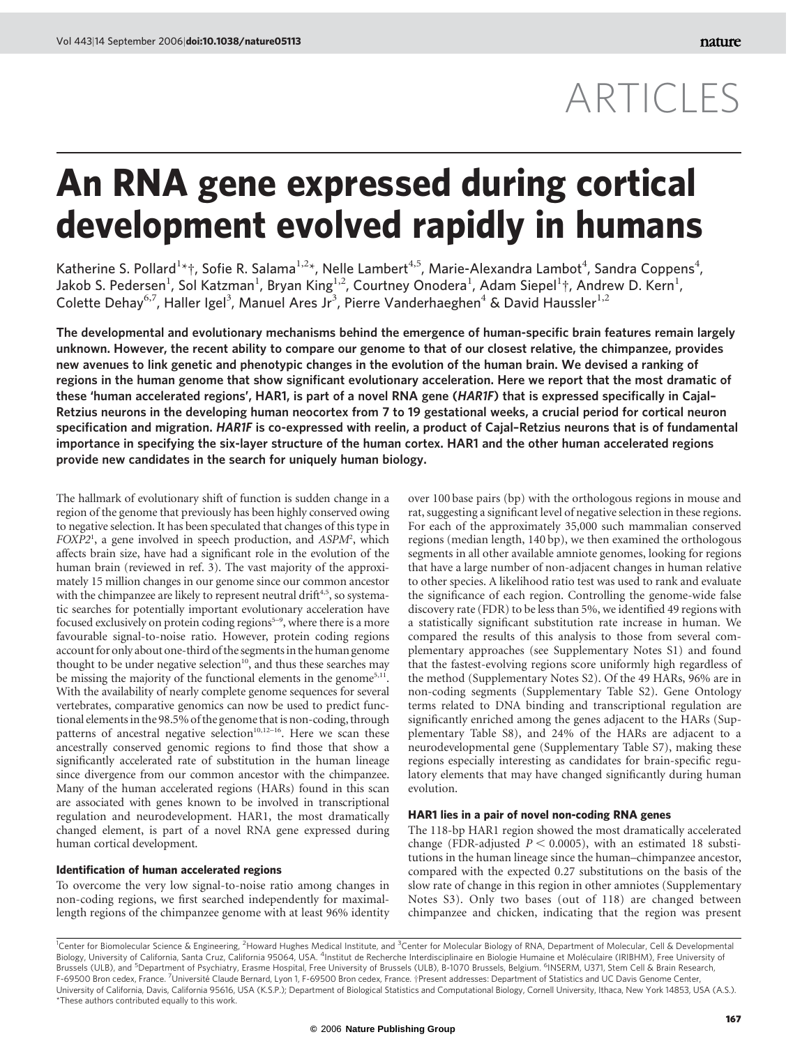# An RNA gene expressed during cortical development evolved rapidly in humans

Katherine S. Pollard[1]*†, Sofie R. Salama[1,2]*, Nelle Lambert[4,5], Marie-Alexandra Lambot[4], Sandra Coppens[4], Jakob S. Pedersen[1], Sol Katzman[1], Bryan King[1,2], Courtney Onodera[1], Adam Siepel[1]†, Andrew D. Kern[1], Colette Dehay[6,7], Haller Igel[3], Manuel Ares Jr[3], Pierre Vanderhaeghen[4] & David Haussler[1,2]

**The developmental and evolutionary mechanisms behind the emergence of human-specific brain features remain largely unknown. However, the recent ability to compare our genome to that of our closest relative, the chimpanzee, provides new avenues to link genetic and phenotypic changes in the evolution of the human brain. We devised a ranking of regions in the human genome that show significant evolutionary acceleration. Here we report that the most dramatic of these 'human accelerated regions', HAR1, is part of a novel RNA gene (*HAR1F*) that is expressed specifically in Cajal–Retzius neurons in the developing human neocortex from 7 to 19 gestational weeks, a crucial period for cortical neuron specification and migration. *HAR1F* is co-expressed with reelin, a product of Cajal–Retzius neurons that is of fundamental importance in specifying the six-layer structure of the human cortex. HAR1 and the other human accelerated regions provide new candidates in the search for uniquely human biology.**

The hallmark of evolutionary shift of function is sudden change in a region of the genome that previously has been highly conserved owing to negative selection. It has been speculated that changes of this type in *FOXP2*[1], a gene involved in speech production, and *ASPM*[2], which affects brain size, have had a significant role in the evolution of the human brain (reviewed in ref. 3). The vast majority of the approximately 15 million changes in our genome since our common ancestor with the chimpanzee are likely to represent neutral drift[4,5], so systematic searches for potentially important evolutionary acceleration have focused exclusively on protein coding regions[5–9], where there is a more favourable signal-to-noise ratio. However, protein coding regions account for only about one-third of the segments in the human genome thought to be under negative selection[10], and thus these searches may be missing the majority of the functional elements in the genome[5,11]. With the availability of nearly complete genome sequences for several vertebrates, comparative genomics can now be used to predict functional elements in the 98.5% of the genome that is non-coding, through patterns of ancestral negative selection[10,12–16]. Here we scan these ancestrally conserved genomic regions to find those that show a significantly accelerated rate of substitution in the human lineage since divergence from our common ancestor with the chimpanzee. Many of the human accelerated regions (HARs) found in this scan are associated with genes known to be involved in transcriptional regulation and neurodevelopment. HAR1, the most dramatically changed element, is part of a novel RNA gene expressed during human cortical development.

### Identification of human accelerated regions

To overcome the very low signal-to-noise ratio among changes in non-coding regions, we first searched independently for maximal-length regions of the chimpanzee genome with at least 96% identity over 100 base pairs (bp) with the orthologous regions in mouse and rat, suggesting a significant level of negative selection in these regions. For each of the approximately 35,000 such mammalian conserved regions (median length, 140 bp), we then examined the orthologous segments in all other available amniote genomes, looking for regions that have a large number of non-adjacent changes in human relative to other species. A likelihood ratio test was used to rank and evaluate the significance of each region. Controlling the genome-wide false discovery rate (FDR) to be less than 5%, we identified 49 regions with a statistically significant substitution rate increase in human. We compared the results of this analysis to those from several complementary approaches (see Supplementary Notes S1) and found that the fastest-evolving regions score uniformly high regardless of the method (Supplementary Notes S2). Of the 49 HARs, 96% are in non-coding segments (Supplementary Table S2). Gene Ontology terms related to DNA binding and transcriptional regulation are significantly enriched among the genes adjacent to the HARs (Supplementary Table S8), and 24% of the HARs are adjacent to a neurodevelopmental gene (Supplementary Table S7), making these regions especially interesting as candidates for brain-specific regulatory elements that may have changed significantly during human evolution.

### HAR1 lies in a pair of novel non-coding RNA genes

The 118-bp HAR1 region showed the most dramatically accelerated change (FDR-adjusted $P < 0.0005$), with an estimated 18 substitutions in the human lineage since the human–chimpanzee ancestor, compared with the expected 0.27 substitutions on the basis of the slow rate of change in this region in other amniotes (Supplementary Notes S3). Only two bases (out of 118) are changed between chimpanzee and chicken, indicating that the region was present

[1]Center for Biomolecular Science & Engineering, [2]Howard Hughes Medical Institute, and [3]Center for Molecular Biology of RNA, Department of Molecular, Cell & Developmental Biology, University of California, Santa Cruz, California 95064, USA. [4]Institut de Recherche Interdisciplinaire en Biologie Humaine et Moléculaire (IRIBHM), Free University of Brussels (ULB), and [5]Department of Psychiatry, Erasme Hospital, Free University of Brussels (ULB), B-1070 Brussels, Belgium. [6]INSERM, U371, Stem Cell & Brain Research, F-69500 Bron cedex, France. [7]Université Claude Bernard, Lyon 1, F-69500 Bron cedex, France. †Present addresses: Department of Statistics and UC Davis Genome Center, University of California, Davis, California 95616, USA (K.S.P.); Department of Biological Statistics and Computational Biology, Cornell University, Ithaca, New York 14853, USA (A.S.). *These authors contributed equally to this work.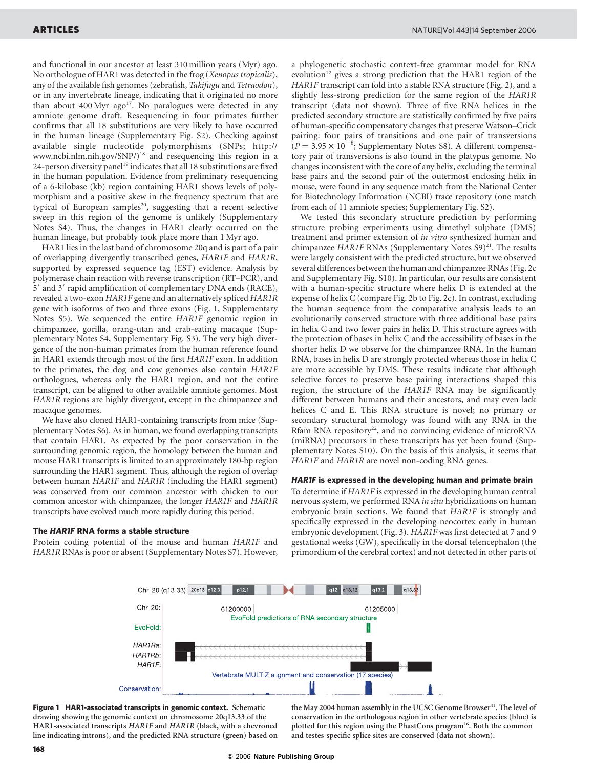and functional in our ancestor at least 310 million years (Myr) ago. No orthologue of HAR1 was detected in the frog (*Xenopus tropicalis*), any of the available fish genomes (zebrafish, *Takifugu* and *Tetraodon*), or in any invertebrate lineage, indicating that it originated no more than about 400 Myr ago[17]. No paralogues were detected in any amniote genome draft. Resequencing in four primates further confirms that all 18 substitutions are very likely to have occurred in the human lineage (Supplementary Fig. S2). Checking against available single nucleotide polymorphisms (SNPs; http://www.ncbi.nlm.nih.gov/SNP/)[18] and resequencing this region in a 24-person diversity panel[19] indicates that all 18 substitutions are fixed in the human population. Evidence from preliminary resequencing of a 6-kilobase (kb) region containing HAR1 shows levels of polymorphism and a positive skew in the frequency spectrum that are typical of European samples[20], suggesting that a recent selective sweep in this region of the genome is unlikely (Supplementary Notes S4). Thus, the changes in HAR1 clearly occurred on the human lineage, but probably took place more than 1 Myr ago.

HAR1 lies in the last band of chromosome 20q and is part of a pair of overlapping divergently transcribed genes, *HAR1F* and *HAR1R*, supported by expressed sequence tag (EST) evidence. Analysis by polymerase chain reaction with reverse transcription (RT–PCR), and 5′ and 3′ rapid amplification of complementary DNA ends (RACE), revealed a two-exon *HAR1F* gene and an alternatively spliced *HAR1R* gene with isoforms of two and three exons (Fig. 1, Supplementary Notes S5). We sequenced the entire *HAR1F* genomic region in chimpanzee, gorilla, orang-utan and crab-eating macaque (Supplementary Notes S4, Supplementary Fig. S3). The very high divergence of the non-human primates from the human reference found in HAR1 extends through most of the first *HAR1F* exon. In addition to the primates, the dog and cow genomes also contain *HAR1F* orthologues, whereas only the HAR1 region, and not the entire transcript, can be aligned to other available amniote genomes. Most *HAR1R* regions are highly divergent, except in the chimpanzee and macaque genomes.

We have also cloned HAR1-containing transcripts from mice (Supplementary Notes S6). As in human, we found overlapping transcripts that contain HAR1. As expected by the poor conservation in the surrounding genomic region, the homology between the human and mouse HAR1 transcripts is limited to an approximately 180-bp region surrounding the HAR1 segment. Thus, although the region of overlap between human *HAR1F* and *HAR1R* (including the HAR1 segment) was conserved from our common ancestor with chicken to our common ancestor with chimpanzee, the longer *HAR1F* and *HAR1R* transcripts have evolved much more rapidly during this period.

### The *HAR1F* RNA forms a stable structure

Protein coding potential of the mouse and human *HAR1F* and *HAR1R* RNAs is poor or absent (Supplementary Notes S7). However, a phylogenetic stochastic context-free grammar model for RNA evolution[12] gives a strong prediction that the HAR1 region of the *HAR1F* transcript can fold into a stable RNA structure (Fig. 2), and a slightly less-strong prediction for the same region of the *HAR1R* transcript (data not shown). Three of five RNA helices in the predicted secondary structure are statistically confirmed by five pairs of human-specific compensatory changes that preserve Watson–Crick pairing: four pairs of transitions and one pair of transversions ($P = 3.95 \times 10^{-8}$; Supplementary Notes S8). A different compensatory pair of transversions is also found in the platypus genome. No changes inconsistent with the core of any helix, excluding the terminal base pairs and the second pair of the outermost enclosing helix in mouse, were found in any sequence match from the National Center for Biotechnology Information (NCBI) trace repository (one match from each of 11 amniote species; Supplementary Fig. S2).

We tested this secondary structure prediction by performing structure probing experiments using dimethyl sulphate (DMS) treatment and primer extension of *in vitro* synthesized human and chimpanzee *HAR1F* RNAs (Supplementary Notes S9)[21]. The results were largely consistent with the predicted structure, but we observed several differences between the human and chimpanzee RNAs (Fig. 2c and Supplementary Fig. S10). In particular, our results are consistent with a human-specific structure where helix D is extended at the expense of helix C (compare Fig. 2b to Fig. 2c). In contrast, excluding the human sequence from the comparative analysis leads to an evolutionarily conserved structure with three additional base pairs in helix C and two fewer pairs in helix D. This structure agrees with the protection of bases in helix C and the accessibility of bases in the shorter helix D we observe for the chimpanzee RNA. In the human RNA, bases in helix D are strongly protected whereas those in helix C are more accessible by DMS. These results indicate that although selective forces to preserve base pairing interactions shaped this region, the structure of the *HAR1F* RNA may be significantly different between humans and their ancestors, and may even lack helices C and E. This RNA structure is novel; no primary or secondary structural homology was found with any RNA in the Rfam RNA repository[22], and no convincing evidence of microRNA (miRNA) precursors in these transcripts has yet been found (Supplementary Notes S10). On the basis of this analysis, it seems that *HAR1F* and *HAR1R* are novel non-coding RNA genes.

### *HAR1F* is expressed in the developing human and primate brain

To determine if *HAR1F* is expressed in the developing human central nervous system, we performed RNA *in situ* hybridizations on human embryonic brain sections. We found that *HAR1F* is strongly and specifically expressed in the developing neocortex early in human embryonic development (Fig. 3). *HAR1F* was first detected at 7 and 9 gestational weeks (GW), specifically in the dorsal telencephalon (the primordium of the cerebral cortex) and not detected in other parts of

**Figure 1 | HAR1-associated transcripts in genomic context.** Schematic drawing showing the genomic context on chromosome 20q13.33 of the HAR1-associated transcripts *HAR1F* and *HAR1R* (black, with a chevroned line indicating introns), and the predicted RNA structure (green) based on the May 2004 human assembly in the UCSC Genome Browser[41]. The level of conservation in the orthologous region in other vertebrate species (blue) is plotted for this region using the PhastCons program[16]. Both the common and testes-specific splice sites are conserved (data not shown).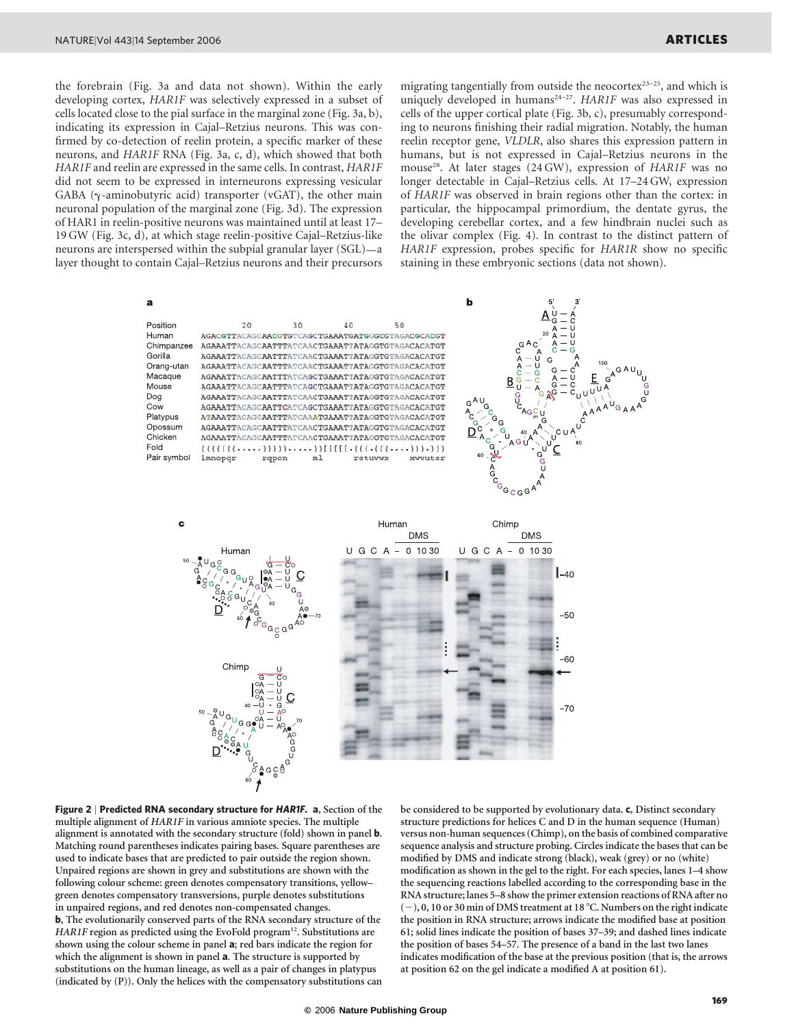the forebrain (Fig. 3a and data not shown). Within the early developing cortex, *HAR1F* was selectively expressed in a subset of cells located close to the pial surface in the marginal zone (Fig. 3a, b), indicating its expression in Cajal–Retzius neurons. This was confirmed by co-detection of reelin protein, a specific marker of these neurons, and *HAR1F* RNA (Fig. 3a, c, d), which showed that both *HAR1F* and reelin are expressed in the same cells. In contrast, *HAR1F* did not seem to be expressed in interneurons expressing vesicular GABA (γ-aminobutyric acid) transporter (vGAT), the other main neuronal population of the marginal zone (Fig. 3d). The expression of HAR1 in reelin-positive neurons was maintained until at least 17–19 GW (Fig. 3c, d), at which stage reelin-positive Cajal–Retzius-like neurons are interspersed within the subpial granular layer (SGL)—a layer thought to contain Cajal–Retzius neurons and their precursors migrating tangentially from outside the neocortex[23–25], and which is uniquely developed in humans[24–27]. *HAR1F* was also expressed in cells of the upper cortical plate (Fig. 3b, c), presumably corresponding to neurons finishing their radial migration. Notably, the human reelin receptor gene, *VLDLR*, also shares this expression pattern in humans, but is not expressed in Cajal–Retzius neurons in the mouse[28]. At later stages (24 GW), expression of *HAR1F* was no longer detectable in Cajal–Retzius cells. At 17–24 GW, expression of *HAR1F* was observed in brain regions other than the cortex: in particular, the hippocampal primordium, the dentate gyrus, the developing cerebellar cortex, and a few hindbrain nuclei such as the olivar complex (Fig. 4). In contrast to the distinct pattern of *HAR1F* expression, probes specific for *HAR1R* show no specific staining in these embryonic sections (data not shown).

**Figure 2 | Predicted RNA secondary structure for *HAR1F*. a,** Section of the multiple alignment of *HAR1F* in various amniote species. The multiple alignment is annotated with the secondary structure (fold) shown in panel **b**. Matching round parentheses indicates pairing bases. Square parentheses are used to indicate bases that are predicted to pair outside the region shown. Unpaired regions are shown in grey and substitutions are shown with the following colour scheme: green denotes compensatory transitions, yellow–green denotes compensatory transversions, purple denotes substitutions in unpaired regions, and red denotes non-compensated changes. **b,** The evolutionarily conserved parts of the RNA secondary structure of the *HAR1F* region as predicted using the EvoFold program[12]. Substitutions are shown using the colour scheme in panel **a**; red bars indicate the region for which the alignment is shown in panel **a**. The structure is supported by substitutions on the human lineage, as well as a pair of changes in platypus (indicated by (P)). Only the helices with the compensatory substitutions can be considered to be supported by evolutionary data. **c,** Distinct secondary structure predictions for helices C and D in the human sequence (Human) versus non-human sequences (Chimp), on the basis of combined comparative sequence analysis and structure probing. Circles indicate the bases that can be modified by DMS and indicate strong (black), weak (grey) or no (white) modification as shown in the gel to the right. For each species, lanes 1–4 show the sequencing reactions labelled according to the corresponding base in the RNA structure; lanes 5–8 show the primer extension reactions of RNA after no (−), 0, 10 or 30 min of DMS treatment at 18 °C. Numbers on the right indicate the position in RNA structure; arrows indicate the modified base at position 61; solid lines indicate the position of bases 37–39; and dashed lines indicate the position of bases 54–57. The presence of a band in the last two lanes indicates modification of the base at the previous position (that is, the arrows at position 62 on the gel indicate a modified A at position 61).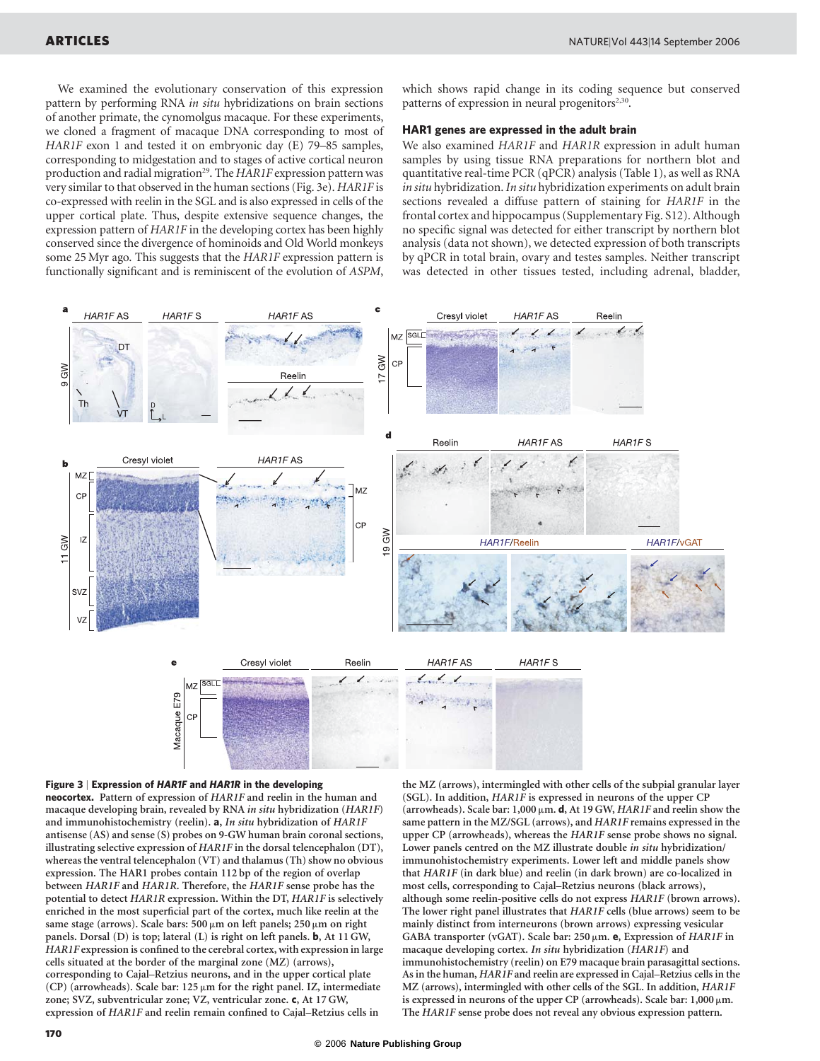We examined the evolutionary conservation of this expression pattern by performing RNA *in situ* hybridizations on brain sections of another primate, the cynomolgus macaque. For these experiments, we cloned a fragment of macaque DNA corresponding to most of *HAR1F* exon 1 and tested it on embryonic day (E) 79–85 samples, corresponding to midgestation and to stages of active cortical neuron production and radial migration[29]. The *HAR1F* expression pattern was very similar to that observed in the human sections (Fig. 3e). *HAR1F* is co-expressed with reelin in the SGL and is also expressed in cells of the upper cortical plate. Thus, despite extensive sequence changes, the expression pattern of *HAR1F* in the developing cortex has been highly conserved since the divergence of hominoids and Old World monkeys some 25 Myr ago. This suggests that the *HAR1F* expression pattern is functionally significant and is reminiscent of the evolution of *ASPM*, which shows rapid change in its coding sequence but conserved patterns of expression in neural progenitors[2,30].

### HAR1 genes are expressed in the adult brain

We also examined *HAR1F* and *HAR1R* expression in adult human samples by using tissue RNA preparations for northern blot and quantitative real-time PCR (qPCR) analysis (Table 1), as well as RNA *in situ* hybridization. *In situ* hybridization experiments on adult brain sections revealed a diffuse pattern of staining for *HAR1F* in the frontal cortex and hippocampus (Supplementary Fig. S12). Although no specific signal was detected for either transcript by northern blot analysis (data not shown), we detected expression of both transcripts by qPCR in total brain, ovary and testes samples. Neither transcript was detected in other tissues tested, including adrenal, bladder,

**Figure 3 | Expression of *HAR1F* and *HAR1R* in the developing neocortex.** Pattern of expression of *HAR1F* and reelin in the human and macaque developing brain, revealed by RNA *in situ* hybridization (*HAR1F*) and immunohistochemistry (reelin). **a**, *In situ* hybridization of *HAR1F* antisense (AS) and sense (S) probes on 9-GW human brain coronal sections, illustrating selective expression of *HAR1F* in the dorsal telencephalon (DT), whereas the ventral telencephalon (VT) and thalamus (Th) show no obvious expression. The HAR1 probes contain 112 bp of the region of overlap between *HAR1F* and *HAR1R*. Therefore, the *HAR1F* sense probe has the potential to detect *HAR1R* expression. Within the DT, *HAR1F* is selectively enriched in the most superficial part of the cortex, much like reelin at the same stage (arrows). Scale bars: 500 μm on left panels; 250 μm on right panels. Dorsal (D) is top; lateral (L) is right on left panels. **b**, At 11 GW, *HAR1F* expression is confined to the cerebral cortex, with expression in large cells situated at the border of the marginal zone (MZ) (arrows), corresponding to Cajal–Retzius neurons, and in the upper cortical plate (CP) (arrowheads). Scale bar: 125 μm for the right panel. IZ, intermediate zone; SVZ, subventricular zone; VZ, ventricular zone. **c**, At 17 GW, expression of *HAR1F* and reelin remain confined to Cajal–Retzius cells in the MZ (arrows), intermingled with other cells of the subpial granular layer (SGL). In addition, *HAR1F* is expressed in neurons of the upper CP (arrowheads). Scale bar: 1,000 μm. **d**, At 19 GW, *HAR1F* and reelin show the same pattern in the MZ/SGL (arrows), and *HAR1F* remains expressed in the upper CP (arrowheads), whereas the *HAR1F* sense probe shows no signal. Lower panels centred on the MZ illustrate double *in situ* hybridization/immunohistochemistry experiments. Lower left and middle panels show that *HAR1F* (in dark blue) and reelin (in dark brown) are co-localized in most cells, corresponding to Cajal–Retzius neurons (black arrows), although some reelin-positive cells do not express *HAR1F* (brown arrows). The lower right panel illustrates that *HAR1F* cells (blue arrows) seem to be mainly distinct from interneurons (brown arrows) expressing vesicular GABA transporter (vGAT). Scale bar: 250 μm. **e**, Expression of *HAR1F* in macaque developing cortex. *In situ* hybridization (*HAR1F*) and immunohistochemistry (reelin) on E79 macaque brain parasagittal sections. As in the human, *HAR1F* and reelin are expressed in Cajal–Retzius cells in the MZ (arrows), intermingled with other cells of the SGL. In addition, *HAR1F* is expressed in neurons of the upper CP (arrowheads). Scale bar: 1,000 μm. The *HAR1F* sense probe does not reveal any obvious expression pattern.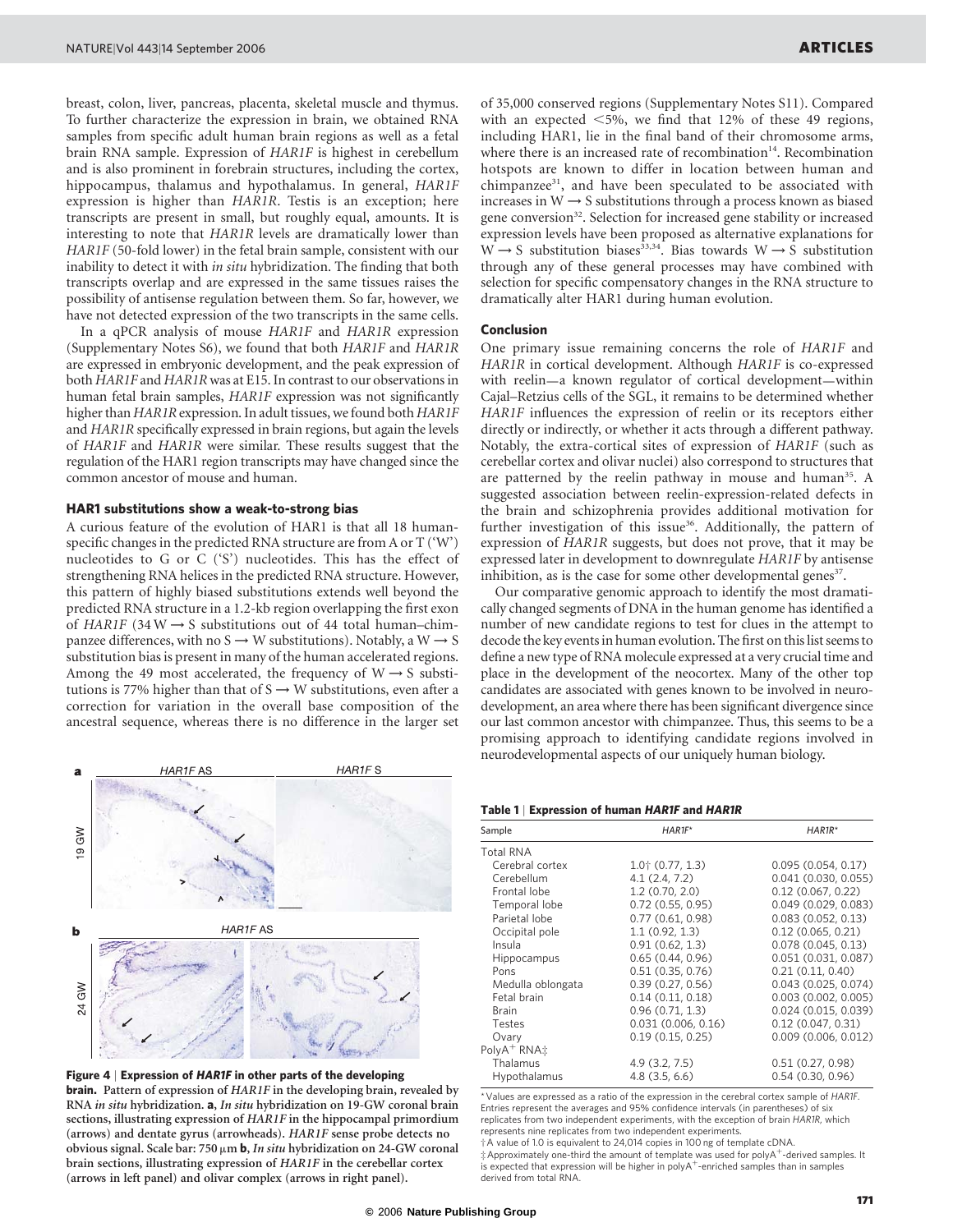breast, colon, liver, pancreas, placenta, skeletal muscle and thymus. To further characterize the expression in brain, we obtained RNA samples from specific adult human brain regions as well as a fetal brain RNA sample. Expression of *HAR1F* is highest in cerebellum and is also prominent in forebrain structures, including the cortex, hippocampus, thalamus and hypothalamus. In general, *HAR1F* expression is higher than *HAR1R*. Testis is an exception; here transcripts are present in small, but roughly equal, amounts. It is interesting to note that *HAR1R* levels are dramatically lower than *HAR1F* (50-fold lower) in the fetal brain sample, consistent with our inability to detect it with *in situ* hybridization. The finding that both transcripts overlap and are expressed in the same tissues raises the possibility of antisense regulation between them. So far, however, we have not detected expression of the two transcripts in the same cells.

In a qPCR analysis of mouse *HAR1F* and *HAR1R* expression (Supplementary Notes S6), we found that both *HAR1F* and *HAR1R* are expressed in embryonic development, and the peak expression of both *HAR1F* and *HAR1R* was at E15. In contrast to our observations in human fetal brain samples, *HAR1F* expression was not significantly higher than *HAR1R* expression. In adult tissues, we found both *HAR1F* and *HAR1R* specifically expressed in brain regions, but again the levels of *HAR1F* and *HAR1R* were similar. These results suggest that the regulation of the HAR1 region transcripts may have changed since the common ancestor of mouse and human.

### HAR1 substitutions show a weak-to-strong bias

A curious feature of the evolution of HAR1 is that all 18 human-specific changes in the predicted RNA structure are from A or T ('W') nucleotides to G or C ('S') nucleotides. This has the effect of strengthening RNA helices in the predicted RNA structure. However, this pattern of highly biased substitutions extends well beyond the predicted RNA structure in a 1.2-kb region overlapping the first exon of *HAR1F* (34 W $\rightarrow$ S substitutions out of 44 total human–chimpanzee differences, with no S $\rightarrow$ W substitutions). Notably, a W $\rightarrow$ S substitution bias is present in many of the human accelerated regions. Among the 49 most accelerated, the frequency of W $\rightarrow$ S substitutions is 77% higher than that of S $\rightarrow$ W substitutions, even after a correction for variation in the overall base composition of the ancestral sequence, whereas there is no difference in the larger set of 35,000 conserved regions (Supplementary Notes S11). Compared with an expected $<5\%$, we find that 12% of these 49 regions, including HAR1, lie in the final band of their chromosome arms, where there is an increased rate of recombination[14]. Recombination hotspots are known to differ in location between human and chimpanzee[31], and have been speculated to be associated with increases in W $\rightarrow$ S substitutions through a process known as biased gene conversion[32]. Selection for increased gene stability or increased expression levels have been proposed as alternative explanations for W $\rightarrow$ S substitution biases[33,34]. Bias towards W $\rightarrow$ S substitution through any of these general processes may have combined with selection for specific compensatory changes in the RNA structure to dramatically alter HAR1 during human evolution.

**Figure 4 | Expression of *HAR1F* in other parts of the developing brain.** Pattern of expression of *HAR1F* in the developing brain, revealed by RNA *in situ* hybridization. **a**, *In situ* hybridization on 19-GW coronal brain sections, illustrating expression of *HAR1F* in the hippocampal primordium (arrows) and dentate gyrus (arrowheads). *HAR1F* sense probe detects no obvious signal. Scale bar: 750 μm **b**, *In situ* hybridization on 24-GW coronal brain sections, illustrating expression of *HAR1F* in the cerebellar cortex (arrows in left panel) and olivar complex (arrows in right panel).

### Conclusion

One primary issue remaining concerns the role of *HAR1F* and *HAR1R* in cortical development. Although *HAR1F* is co-expressed with reelin—a known regulator of cortical development—within Cajal–Retzius cells of the SGL, it remains to be determined whether *HAR1F* influences the expression of reelin or its receptors either directly or indirectly, or whether it acts through a different pathway. Notably, the extra-cortical sites of expression of *HAR1F* (such as cerebellar cortex and olivar nuclei) also correspond to structures that are patterned by the reelin pathway in mouse and human[35]. A suggested association between reelin-expression-related defects in the brain and schizophrenia provides additional motivation for further investigation of this issue[36]. Additionally, the pattern of expression of *HAR1R* suggests, but does not prove, that it may be expressed later in development to downregulate *HAR1F* by antisense inhibition, as is the case for some other developmental genes[37].

Our comparative genomic approach to identify the most dramatically changed segments of DNA in the human genome has identified a number of new candidate regions to test for clues in the attempt to decode the key events in human evolution. The first on this list seems to define a new type of RNA molecule expressed at a very crucial time and place in the development of the neocortex. Many of the other top candidates are associated with genes known to be involved in neurodevelopment, an area where there has been significant divergence since our last common ancestor with chimpanzee. Thus, this seems to be a promising approach to identifying candidate regions involved in neurodevelopmental aspects of our uniquely human biology.

**Table 1 | Expression of human *HAR1F* and *HAR1R***

| Sample | *HAR1F** | *HAR1R** |
|---|---|---|
| Total RNA | | |
| Cerebral cortex | 1.0† (0.77, 1.3) | 0.095 (0.054, 0.17) |
| Cerebellum | 4.1 (2.4, 7.2) | 0.041 (0.030, 0.055) |
| Frontal lobe | 1.2 (0.70, 2.0) | 0.12 (0.067, 0.22) |
| Temporal lobe | 0.72 (0.55, 0.95) | 0.049 (0.029, 0.083) |
| Parietal lobe | 0.77 (0.61, 0.98) | 0.083 (0.052, 0.13) |
| Occipital pole | 1.1 (0.92, 1.3) | 0.12 (0.065, 0.21) |
| Insula | 0.91 (0.62, 1.3) | 0.078 (0.045, 0.13) |
| Hippocampus | 0.65 (0.44, 0.96) | 0.051 (0.031, 0.087) |
| Pons | 0.51 (0.35, 0.76) | 0.21 (0.11, 0.40) |
| Medulla oblongata | 0.39 (0.27, 0.56) | 0.043 (0.025, 0.074) |
| Fetal brain | 0.14 (0.11, 0.18) | 0.003 (0.002, 0.005) |
| Brain | 0.96 (0.71, 1.3) | 0.024 (0.015, 0.039) |
| Testes | 0.031 (0.006, 0.16) | 0.12 (0.047, 0.31) |
| Ovary | 0.19 (0.15, 0.25) | 0.009 (0.006, 0.012) |
| PolyA$^+$ RNA‡ | | |
| Thalamus | 4.9 (3.2, 7.5) | 0.51 (0.27, 0.98) |
| Hypothalamus | 4.8 (3.5, 6.6) | 0.54 (0.30, 0.96) |

\* Values are expressed as a ratio of the expression in the cerebral cortex sample of *HAR1F*. Entries represent the averages and 95% confidence intervals (in parentheses) of six replicates from two independent experiments, with the exception of brain *HAR1R*, which represents nine replicates from two independent experiments.

† A value of 1.0 is equivalent to 24,014 copies in 100 ng of template cDNA.

‡ Approximately one-third the amount of template was used for polyA$^+$-derived samples. It is expected that expression will be higher in polyA$^+$-enriched samples than in samples derived from total RNA.